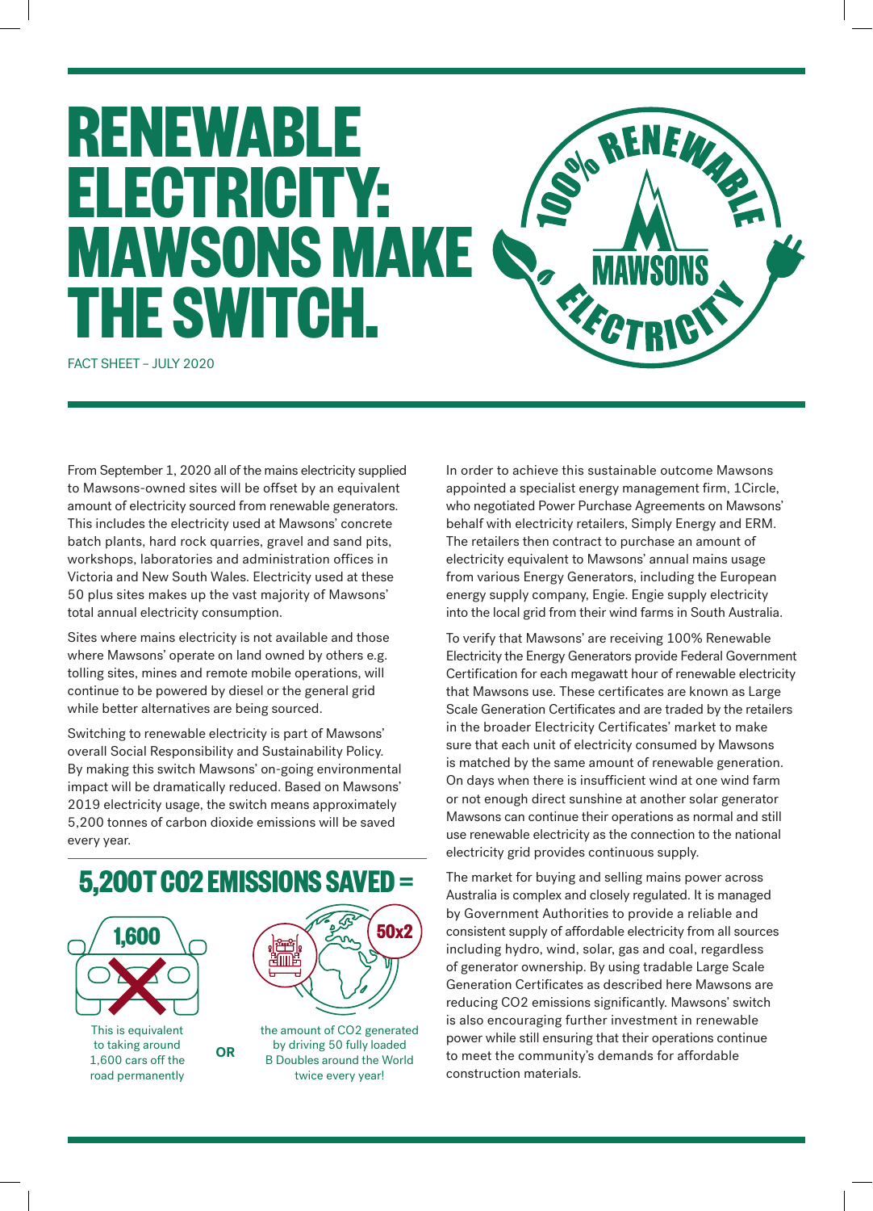# RENEWABLE ELECTRICITY: MAWSONS MAKE THE SWITCH.

FACT SHEET – JULY 2020

100% RENEWABLE MAWSONS ELECTRICITY

From September 1, 2020 all of the mains electricity supplied to Mawsons-owned sites will be offset by an equivalent amount of electricity sourced from renewable generators. This includes the electricity used at Mawsons' concrete batch plants, hard rock quarries, gravel and sand pits, workshops, laboratories and administration offices in Victoria and New South Wales. Electricity used at these 50 plus sites makes up the vast majority of Mawsons' total annual electricity consumption.

Sites where mains electricity is not available and those where Mawsons' operate on land owned by others e.g. tolling sites, mines and remote mobile operations, will continue to be powered by diesel or the general grid while better alternatives are being sourced.

Switching to renewable electricity is part of Mawsons' overall Social Responsibility and Sustainability Policy. By making this switch Mawsons' on-going environmental impact will be dramatically reduced. Based on Mawsons' 2019 electricity usage, the switch means approximately 5,200 tonnes of carbon dioxide emissions will be saved every year.

## 5,200T CO2 EMISSIONS SAVED =

1,600

This is equivalent to taking around 1,600 cars off the road permanently

OR

50x2

the amount of CO2 generated by driving 50 fully loaded B Doubles around the World twice every year!

In order to achieve this sustainable outcome Mawsons appointed a specialist energy management firm, 1Circle, who negotiated Power Purchase Agreements on Mawsons' behalf with electricity retailers, Simply Energy and ERM. The retailers then contract to purchase an amount of electricity equivalent to Mawsons' annual mains usage from various Energy Generators, including the European energy supply company, Engie. Engie supply electricity into the local grid from their wind farms in South Australia.

To verify that Mawsons' are receiving 100% Renewable Electricity the Energy Generators provide Federal Government Certification for each megawatt hour of renewable electricity that Mawsons use. These certificates are known as Large Scale Generation Certificates and are traded by the retailers in the broader Electricity Certificates' market to make sure that each unit of electricity consumed by Mawsons is matched by the same amount of renewable generation. On days when there is insufficient wind at one wind farm or not enough direct sunshine at another solar generator Mawsons can continue their operations as normal and still use renewable electricity as the connection to the national electricity grid provides continuous supply.

The market for buying and selling mains power across Australia is complex and closely regulated. It is managed by Government Authorities to provide a reliable and consistent supply of affordable electricity from all sources including hydro, wind, solar, gas and coal, regardless of generator ownership. By using tradable Large Scale Generation Certificates as described here Mawsons are reducing CO2 emissions significantly. Mawsons' switch is also encouraging further investment in renewable power while still ensuring that their operations continue to meet the community's demands for affordable construction materials.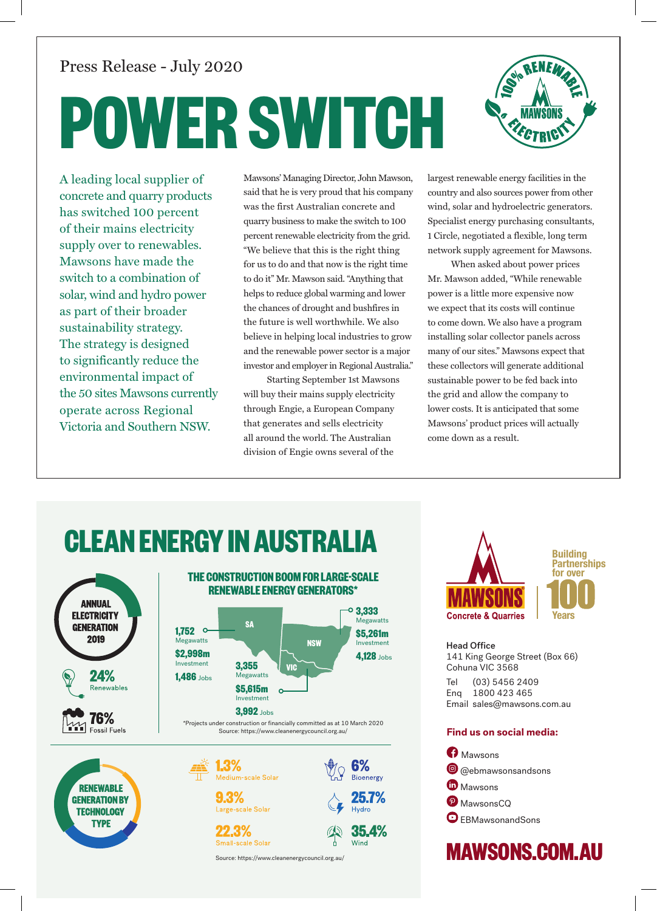Press Release - July 2020

# POWER SWITCH

100% RENEWABLE MAWSONS ELECTRICITY

A leading local supplier of concrete and quarry products has switched 100 percent of their mains electricity supply over to renewables. Mawsons have made the switch to a combination of solar, wind and hydro power as part of their broader sustainability strategy. The strategy is designed to significantly reduce the environmental impact of the 50 sites Mawsons currently operate across Regional Victoria and Southern NSW.

Mawsons' Managing Director, John Mawson, said that he is very proud that his company was the first Australian concrete and quarry business to make the switch to 100 percent renewable electricity from the grid. "We believe that this is the right thing for us to do and that now is the right time to do it" Mr. Mawson said. "Anything that helps to reduce global warming and lower the chances of drought and bushfires in the future is well worthwhile. We also believe in helping local industries to grow and the renewable power sector is a major investor and employer in Regional Australia."

Starting September 1st Mawsons will buy their mains supply electricity through Engie, a European Company that generates and sells electricity all around the world. The Australian division of Engie owns several of the largest renewable energy facilities in the country and also sources power from other wind, solar and hydroelectric generators. Specialist energy purchasing consultants, 1 Circle, negotiated a flexible, long term network supply agreement for Mawsons.

When asked about power prices Mr. Mawson added, "While renewable power is a little more expensive now we expect that its costs will continue to come down. We also have a program installing solar collector panels across many of our sites." Mawsons expect that these collectors will generate additional sustainable power to be fed back into the grid and allow the company to lower costs. It is anticipated that some Mawsons' product prices will actually come down as a result.

## CLEAN ENERGY IN AUSTRALIA

ANNUAL ELECTRICITY GENERATION 2019

24% Renewables

76% Fossil Fuels

### THE CONSTRUCTION BOOM FOR LARGE-SCALE RENEWABLE ENERGY GENERATORS*

SA

1,752 Megawatts

$2,998m Investment

1,486 Jobs

VIC

3,355 Megawatts

$5,615m Investment

3,992 Jobs

NSW

3,333 Megawatts

$5,261m Investment

4,128 Jobs

*Projects under construction or financially committed as at 10 March 2020
Source: https://www.cleanenergycouncil.org.au/

RENEWABLE GENERATION BY TECHNOLOGY TYPE

1.3% Medium-scale Solar

9.3% Large-scale Solar

22.3% Small-scale Solar

6% Bioenergy

25.7% Hydro

35.4% Wind

Source: https://www.cleanenergycouncil.org.au/

MAWSONS Concrete & Quarries

Building Partnerships for over 100 Years

**Head Office**
141 King George Street (Box 66)
Cohuna VIC 3568

Tel (03) 5456 2409
Enq 1800 423 465
Email sales@mawsons.com.au

**Find us on social media:**

- Mawsons
- @ebmawsonsandsons
- Mawsons
- MawsonsCQ
- EBMawsonandSons

## MAWSONS.COM.AU